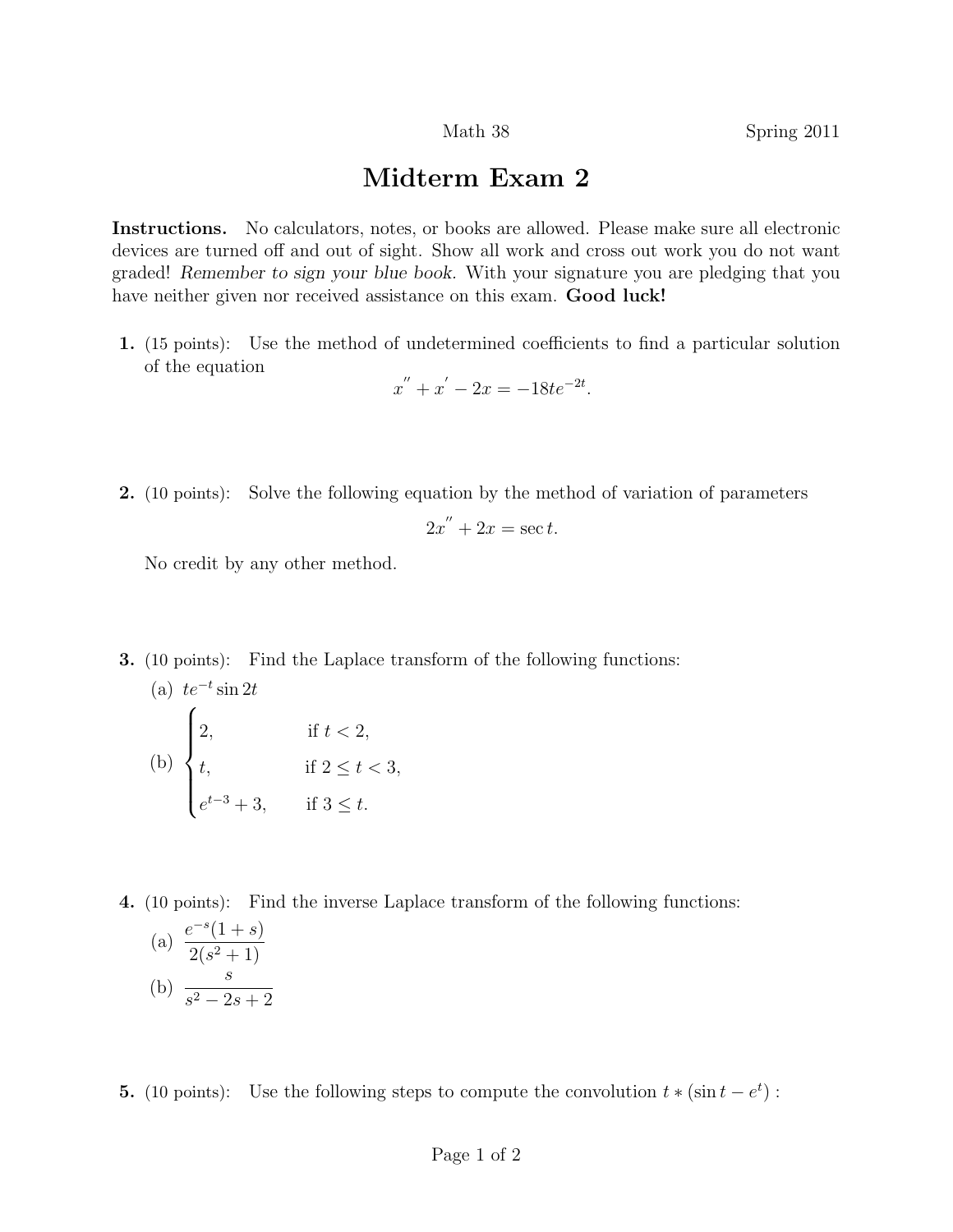Math 38 Spring 2011

# Midterm Exam 2

**Instructions.** No calculators, notes, or books are allowed. Please make sure all electronic devices are turned off and out of sight. Show all work and cross out work you do not want graded! *Remember to sign your blue book.* With your signature you are pledging that you have neither given nor received assistance on this exam. **Good luck!**

**1.** (15 points): Use the method of undetermined coefficients to find a particular solution of the equation

$$x'' + x' - 2x = -18te^{-2t}.$$

**2.** (10 points): Solve the following equation by the method of variation of parameters

$$2x'' + 2x = \sec t.$$

No credit by any other method.

**3.** (10 points): Find the Laplace transform of the following functions:

(a) $te^{-t}\sin 2t$

(b) $\begin{cases} 2, & \text{if } t < 2, \\ t, & \text{if } 2 \le t < 3, \\ e^{t-3} + 3, & \text{if } 3 \le t. \end{cases}$

**4.** (10 points): Find the inverse Laplace transform of the following functions:

(a) $\dfrac{e^{-s}(1+s)}{2(s^2+1)}$

(b) $\dfrac{s}{s^2 - 2s + 2}$

**5.** (10 points): Use the following steps to compute the convolution $t * (\sin t - e^t)$ :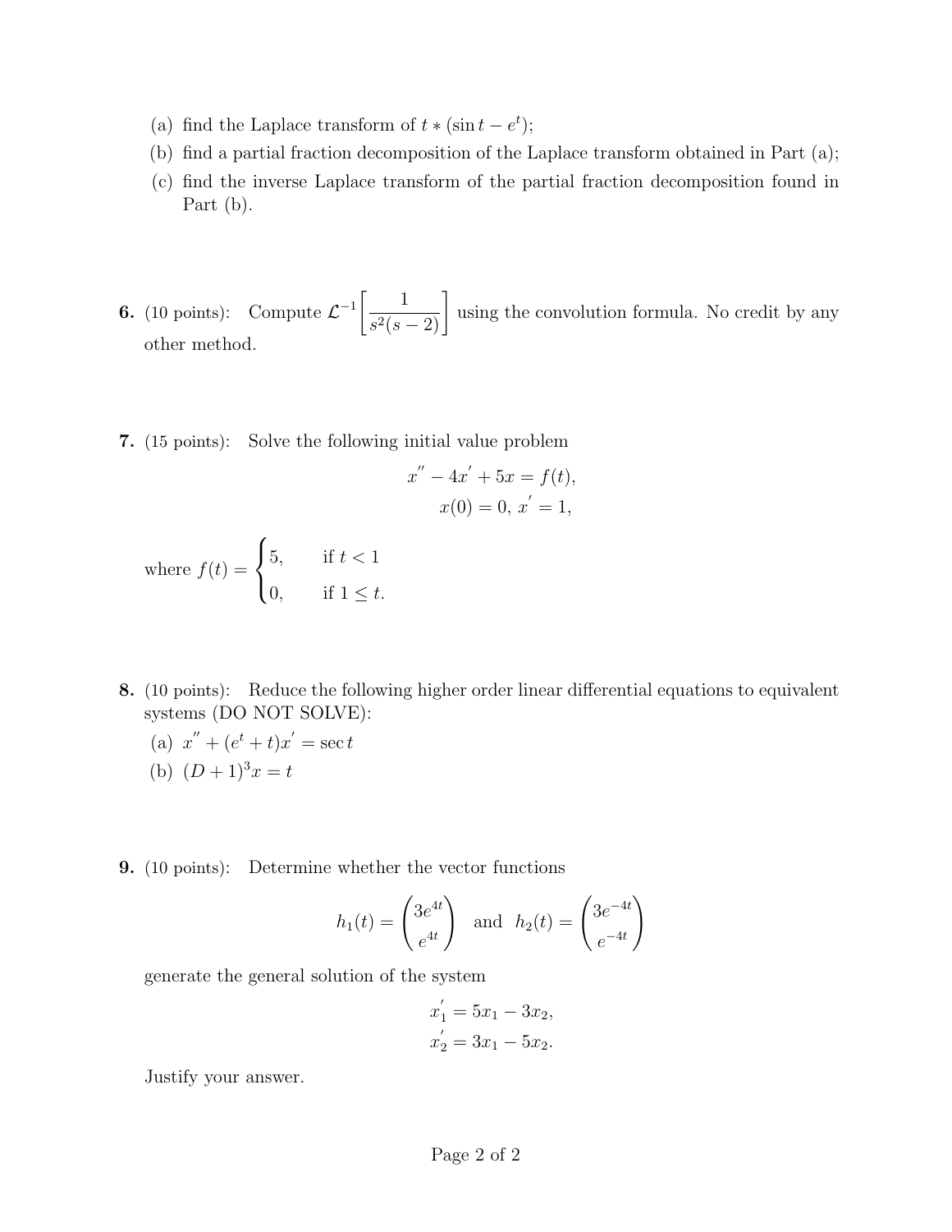(a) find the Laplace transform of $t * (\sin t - e^t)$;

(b) find a partial fraction decomposition of the Laplace transform obtained in Part (a);

(c) find the inverse Laplace transform of the partial fraction decomposition found in Part (b).

**6.** (10 points): Compute $\mathcal{L}^{-1}\left[\dfrac{1}{s^2(s-2)}\right]$ using the convolution formula. No credit by any other method.

**7.** (15 points): Solve the following initial value problem

$$x'' - 4x' + 5x = f(t),$$
$$x(0) = 0, \; x' = 1,$$

where $f(t) = \begin{cases} 5, & \text{if } t < 1 \\ 0, & \text{if } 1 \leq t. \end{cases}$

**8.** (10 points): Reduce the following higher order linear differential equations to equivalent systems (DO NOT SOLVE):

(a) $x'' + (e^t + t)x' = \sec t$

(b) $(D+1)^3 x = t$

**9.** (10 points): Determine whether the vector functions

$$h_1(t) = \begin{pmatrix} 3e^{4t} \\ e^{4t} \end{pmatrix} \quad \text{and} \quad h_2(t) = \begin{pmatrix} 3e^{-4t} \\ e^{-4t} \end{pmatrix}$$

generate the general solution of the system

$$x_1' = 5x_1 - 3x_2,$$
$$x_2' = 3x_1 - 5x_2.$$

Justify your answer.